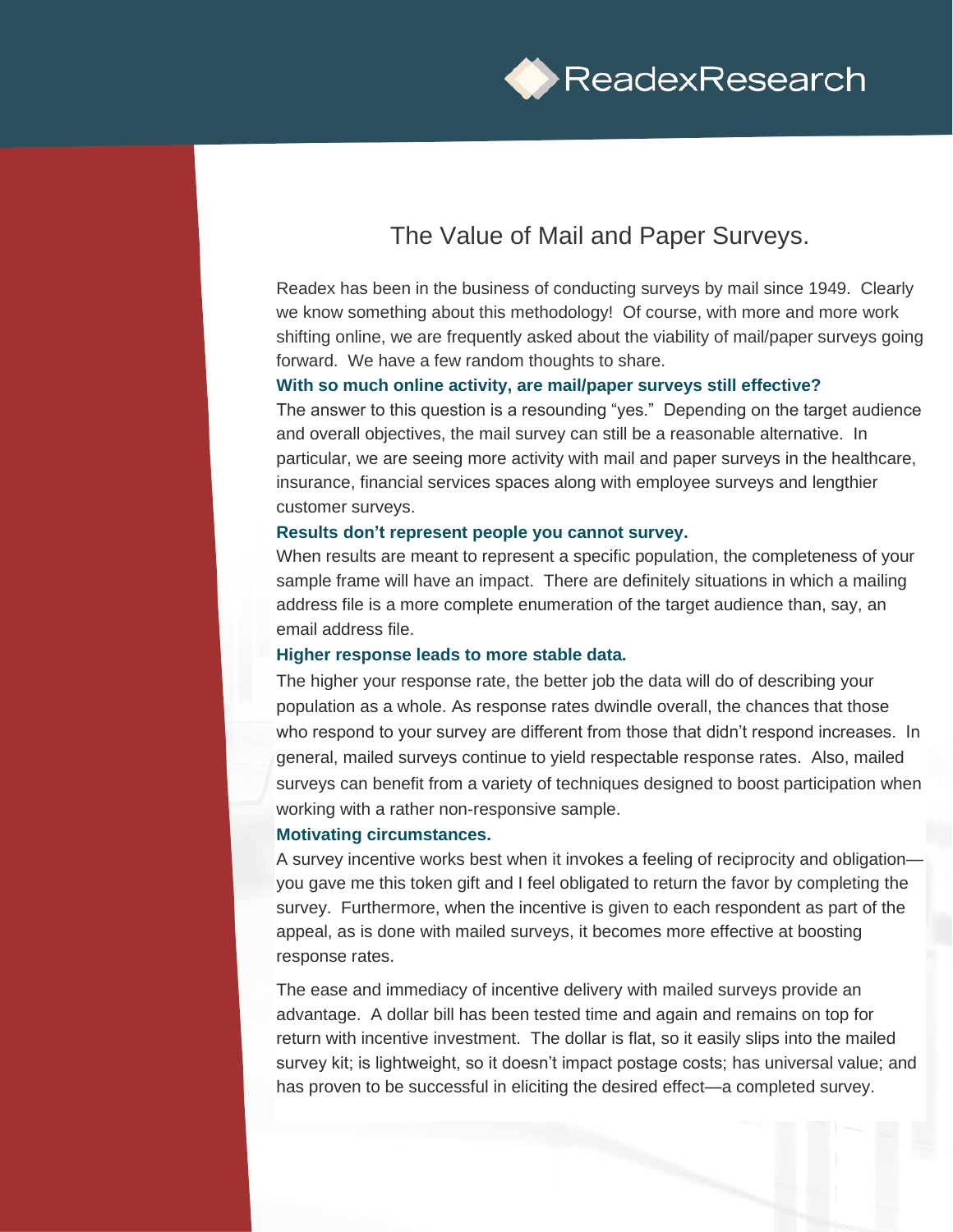ReadexResearch

# The Value of Mail and Paper Surveys.

Readex has been in the business of conducting surveys by mail since 1949. Clearly we know something about this methodology! Of course, with more and more work shifting online, we are frequently asked about the viability of mail/paper surveys going forward. We have a few random thoughts to share.

**With so much online activity, are mail/paper surveys still effective?**

The answer to this question is a resounding "yes." Depending on the target audience and overall objectives, the mail survey can still be a reasonable alternative. In particular, we are seeing more activity with mail and paper surveys in the healthcare, insurance, financial services spaces along with employee surveys and lengthier customer surveys.

**Results don't represent people you cannot survey.**

When results are meant to represent a specific population, the completeness of your sample frame will have an impact. There are definitely situations in which a mailing address file is a more complete enumeration of the target audience than, say, an email address file.

**Higher response leads to more stable data.**

The higher your response rate, the better job the data will do of describing your population as a whole. As response rates dwindle overall, the chances that those who respond to your survey are different from those that didn't respond increases. In general, mailed surveys continue to yield respectable response rates. Also, mailed surveys can benefit from a variety of techniques designed to boost participation when working with a rather non-responsive sample.

**Motivating circumstances.**

A survey incentive works best when it invokes a feeling of reciprocity and obligation—you gave me this token gift and I feel obligated to return the favor by completing the survey. Furthermore, when the incentive is given to each respondent as part of the appeal, as is done with mailed surveys, it becomes more effective at boosting response rates.

The ease and immediacy of incentive delivery with mailed surveys provide an advantage. A dollar bill has been tested time and again and remains on top for return with incentive investment. The dollar is flat, so it easily slips into the mailed survey kit; is lightweight, so it doesn't impact postage costs; has universal value; and has proven to be successful in eliciting the desired effect—a completed survey.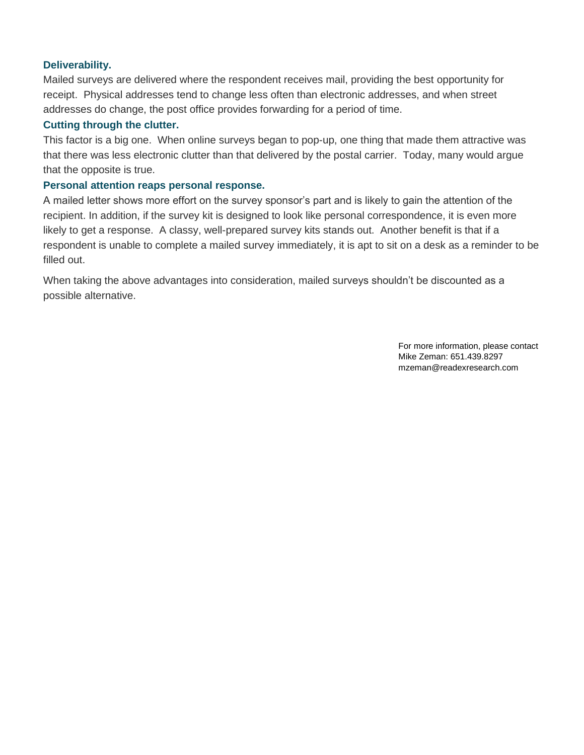### Deliverability.

Mailed surveys are delivered where the respondent receives mail, providing the best opportunity for receipt. Physical addresses tend to change less often than electronic addresses, and when street addresses do change, the post office provides forwarding for a period of time.

### Cutting through the clutter.

This factor is a big one. When online surveys began to pop-up, one thing that made them attractive was that there was less electronic clutter than that delivered by the postal carrier. Today, many would argue that the opposite is true.

### Personal attention reaps personal response.

A mailed letter shows more effort on the survey sponsor's part and is likely to gain the attention of the recipient. In addition, if the survey kit is designed to look like personal correspondence, it is even more likely to get a response. A classy, well-prepared survey kits stands out. Another benefit is that if a respondent is unable to complete a mailed survey immediately, it is apt to sit on a desk as a reminder to be filled out.

When taking the above advantages into consideration, mailed surveys shouldn't be discounted as a possible alternative.

For more information, please contact
Mike Zeman: 651.439.8297
mzeman@readexresearch.com